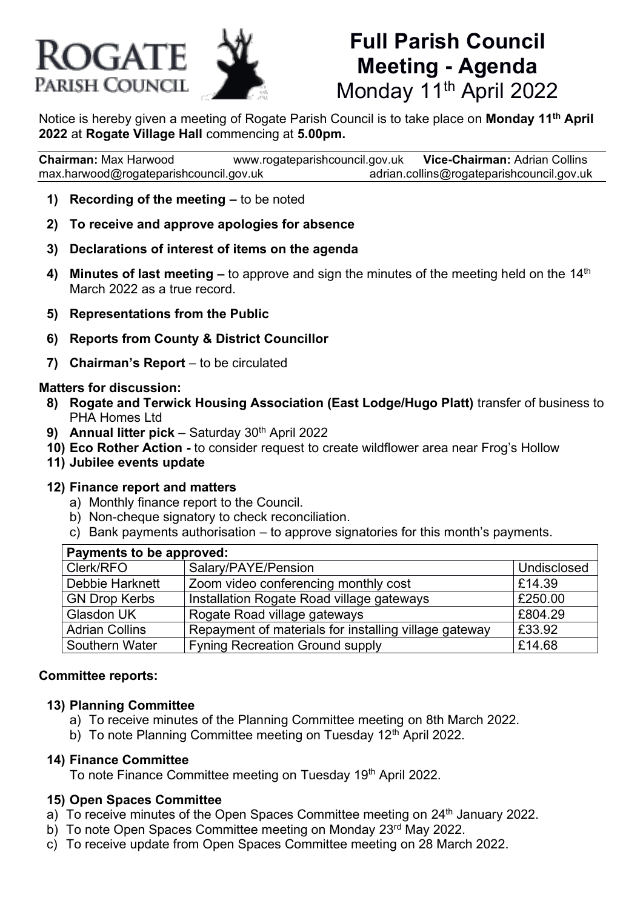ROGATE
PARISH COUNCIL

# Full Parish Council Meeting - Agenda
Monday 11th April 2022

Notice is hereby given a meeting of Rogate Parish Council is to take place on **Monday 11th April 2022** at **Rogate Village Hall** commencing at **5.00pm.**

**Chairman:** Max Harwood | www.rogateparishcouncil.gov.uk | **Vice-Chairman:** Adrian Collins
max.harwood@rogateparishcouncil.gov.uk | adrian.collins@rogateparishcouncil.gov.uk

1) **Recording of the meeting –** to be noted
2) **To receive and approve apologies for absence**
3) **Declarations of interest of items on the agenda**
4) **Minutes of last meeting –** to approve and sign the minutes of the meeting held on the 14th March 2022 as a true record.
5) **Representations from the Public**
6) **Reports from County & District Councillor**
7) **Chairman's Report** – to be circulated

**Matters for discussion:**

8) **Rogate and Terwick Housing Association (East Lodge/Hugo Platt)** transfer of business to PHA Homes Ltd
9) **Annual litter pick** – Saturday 30th April 2022
10) **Eco Rother Action -** to consider request to create wildflower area near Frog's Hollow
11) **Jubilee events update**

12) **Finance report and matters**
   a) Monthly finance report to the Council.
   b) Non-cheque signatory to check reconciliation.
   c) Bank payments authorisation – to approve signatories for this month's payments.

| **Payments to be approved:** | | |
|---|---|---|
| Clerk/RFO | Salary/PAYE/Pension | Undisclosed |
| Debbie Harknett | Zoom video conferencing monthly cost | £14.39 |
| GN Drop Kerbs | Installation Rogate Road village gateways | £250.00 |
| Glasdon UK | Rogate Road village gateways | £804.29 |
| Adrian Collins | Repayment of materials for installing village gateway | £33.92 |
| Southern Water | Fyning Recreation Ground supply | £14.68 |

**Committee reports:**

13) **Planning Committee**
   a) To receive minutes of the Planning Committee meeting on 8th March 2022.
   b) To note Planning Committee meeting on Tuesday 12th April 2022.

14) **Finance Committee**
   To note Finance Committee meeting on Tuesday 19th April 2022.

15) **Open Spaces Committee**
   a) To receive minutes of the Open Spaces Committee meeting on 24th January 2022.
   b) To note Open Spaces Committee meeting on Monday 23rd May 2022.
   c) To receive update from Open Spaces Committee meeting on 28 March 2022.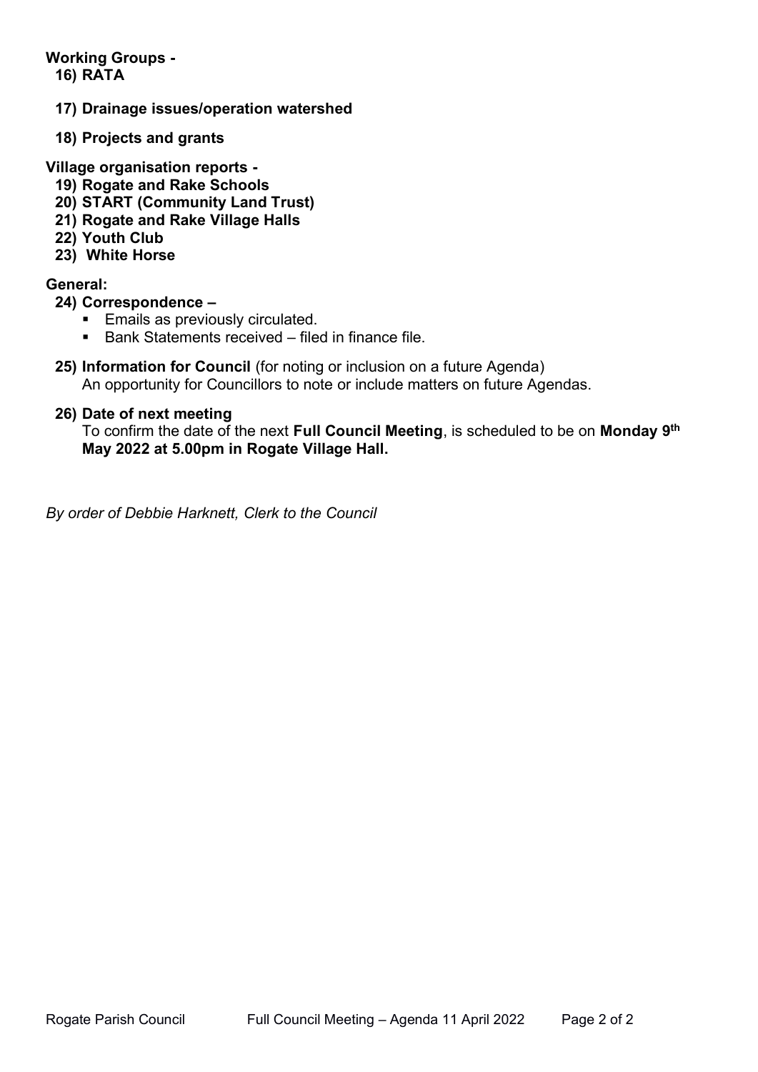**Working Groups -**

**16) RATA**

**17) Drainage issues/operation watershed**

**18) Projects and grants**

**Village organisation reports -**

**19) Rogate and Rake Schools**
**20) START (Community Land Trust)**
**21) Rogate and Rake Village Halls**
**22) Youth Club**
**23) White Horse**

**General:**

**24) Correspondence –**

- Emails as previously circulated.
- Bank Statements received – filed in finance file.

**25) Information for Council** (for noting or inclusion on a future Agenda)
An opportunity for Councillors to note or include matters on future Agendas.

**26) Date of next meeting**
To confirm the date of the next **Full Council Meeting**, is scheduled to be on **Monday 9th May 2022 at 5.00pm in Rogate Village Hall.**

*By order of Debbie Harknett, Clerk to the Council*